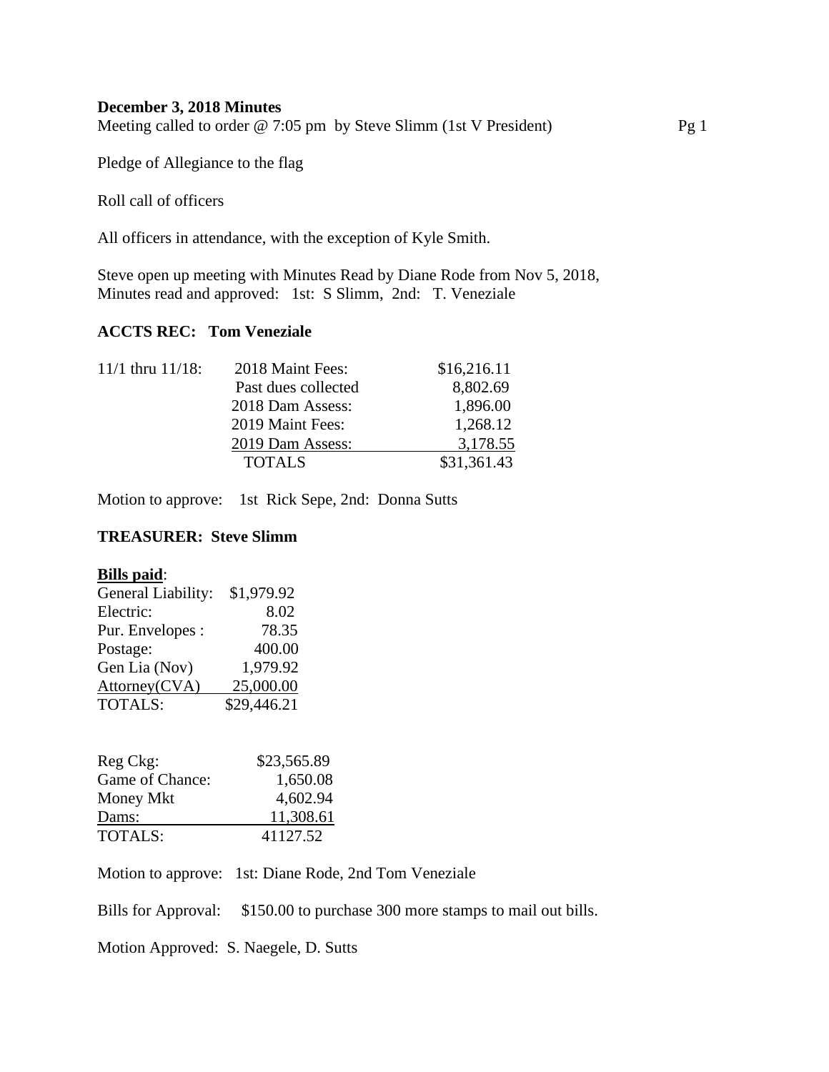**December 3, 2018 Minutes**

Meeting called to order @ 7:05 pm by Steve Slimm (1st V President)

Pledge of Allegiance to the flag

Roll call of officers

All officers in attendance, with the exception of Kyle Smith.

Steve open up meeting with Minutes Read by Diane Rode from Nov 5, 2018,
Minutes read and approved: 1st: S Slimm, 2nd: T. Veneziale

**ACCTS REC: Tom Veneziale**

| 11/1 thru 11/18: | 2018 Maint Fees: | $16,216.11 |
|---|---|---|
| | Past dues collected | 8,802.69 |
| | 2018 Dam Assess: | 1,896.00 |
| | 2019 Maint Fees: | 1,268.12 |
| | 2019 Dam Assess: | 3,178.55 |
| | TOTALS | $31,361.43 |

Motion to approve: 1st Rick Sepe, 2nd: Donna Sutts

**TREASURER: Steve Slimm**

**Bills paid**:

| | |
|---|---|
| General Liability: | $1,979.92 |
| Electric: | 8.02 |
| Pur. Envelopes : | 78.35 |
| Postage: | 400.00 |
| Gen Lia (Nov) | 1,979.92 |
| Attorney(CVA) | 25,000.00 |
| TOTALS: | $29,446.21 |

| | |
|---|---|
| Reg Ckg: | $23,565.89 |
| Game of Chance: | 1,650.08 |
| Money Mkt | 4,602.94 |
| Dams: | 11,308.61 |
| TOTALS: | 41127.52 |

Motion to approve: 1st: Diane Rode, 2nd Tom Veneziale

Bills for Approval: $150.00 to purchase 300 more stamps to mail out bills.

Motion Approved: S. Naegele, D. Sutts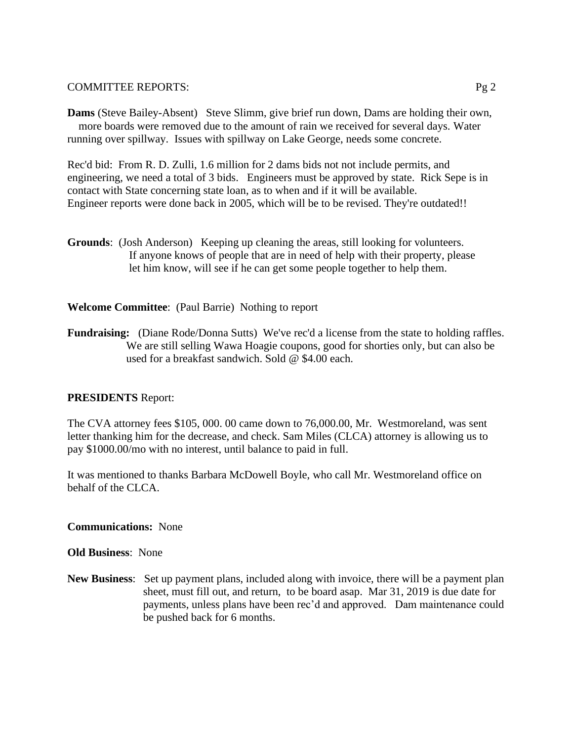COMMITTEE REPORTS:

**Dams** (Steve Bailey-Absent) Steve Slimm, give brief run down, Dams are holding their own, more boards were removed due to the amount of rain we received for several days. Water running over spillway. Issues with spillway on Lake George, needs some concrete.

Rec'd bid: From R. D. Zulli, 1.6 million for 2 dams bids not not include permits, and engineering, we need a total of 3 bids. Engineers must be approved by state. Rick Sepe is in contact with State concerning state loan, as to when and if it will be available. Engineer reports were done back in 2005, which will be to be revised. They're outdated!!

**Grounds**: (Josh Anderson) Keeping up cleaning the areas, still looking for volunteers. If anyone knows of people that are in need of help with their property, please let him know, will see if he can get some people together to help them.

**Welcome Committee**: (Paul Barrie) Nothing to report

**Fundraising:** (Diane Rode/Donna Sutts) We've rec'd a license from the state to holding raffles. We are still selling Wawa Hoagie coupons, good for shorties only, but can also be used for a breakfast sandwich. Sold @ $4.00 each.

**PRESIDENTS** Report:

The CVA attorney fees $105, 000. 00 came down to 76,000.00, Mr. Westmoreland, was sent letter thanking him for the decrease, and check. Sam Miles (CLCA) attorney is allowing us to pay $1000.00/mo with no interest, until balance to paid in full.

It was mentioned to thanks Barbara McDowell Boyle, who call Mr. Westmoreland office on behalf of the CLCA.

**Communications:** None

**Old Business**: None

**New Business**: Set up payment plans, included along with invoice, there will be a payment plan sheet, must fill out, and return, to be board asap. Mar 31, 2019 is due date for payments, unless plans have been rec'd and approved. Dam maintenance could be pushed back for 6 months.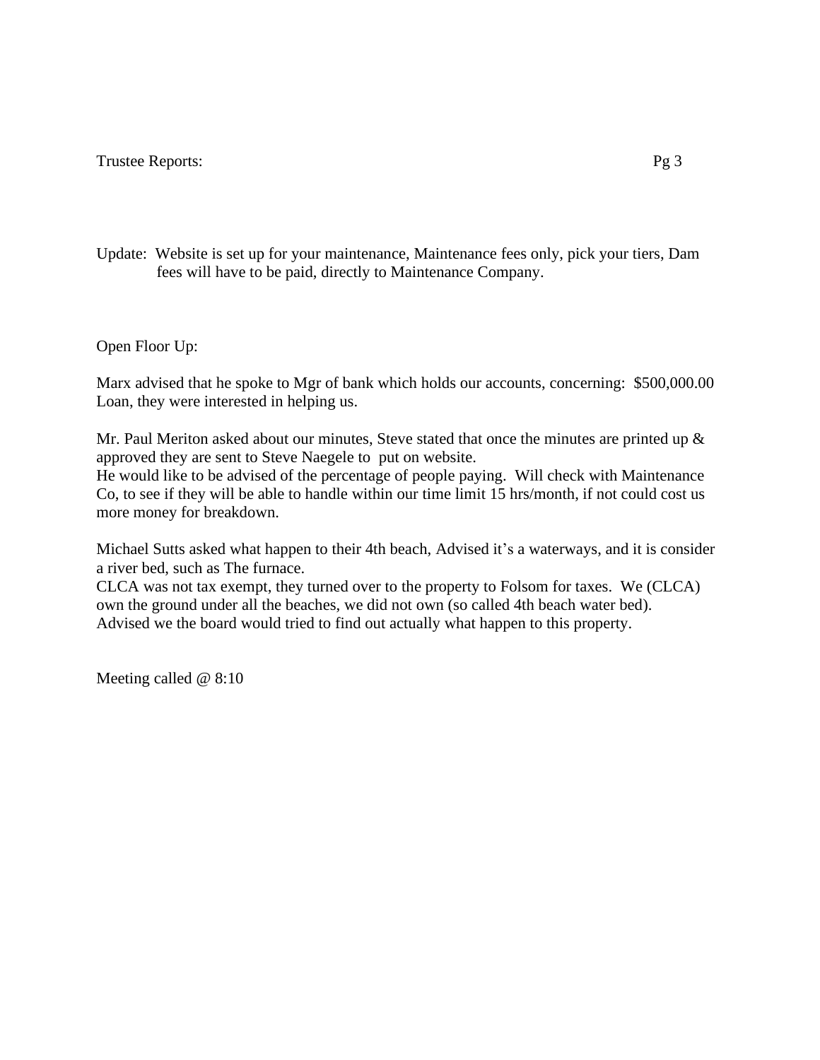Trustee Reports:

Update: Website is set up for your maintenance, Maintenance fees only, pick your tiers, Dam fees will have to be paid, directly to Maintenance Company.

Open Floor Up:

Marx advised that he spoke to Mgr of bank which holds our accounts, concerning: $500,000.00 Loan, they were interested in helping us.

Mr. Paul Meriton asked about our minutes, Steve stated that once the minutes are printed up & approved they are sent to Steve Naegele to put on website.
He would like to be advised of the percentage of people paying. Will check with Maintenance Co, to see if they will be able to handle within our time limit 15 hrs/month, if not could cost us more money for breakdown.

Michael Sutts asked what happen to their 4th beach, Advised it's a waterways, and it is consider a river bed, such as The furnace.
CLCA was not tax exempt, they turned over to the property to Folsom for taxes. We (CLCA) own the ground under all the beaches, we did not own (so called 4th beach water bed).
Advised we the board would tried to find out actually what happen to this property.

Meeting called @ 8:10